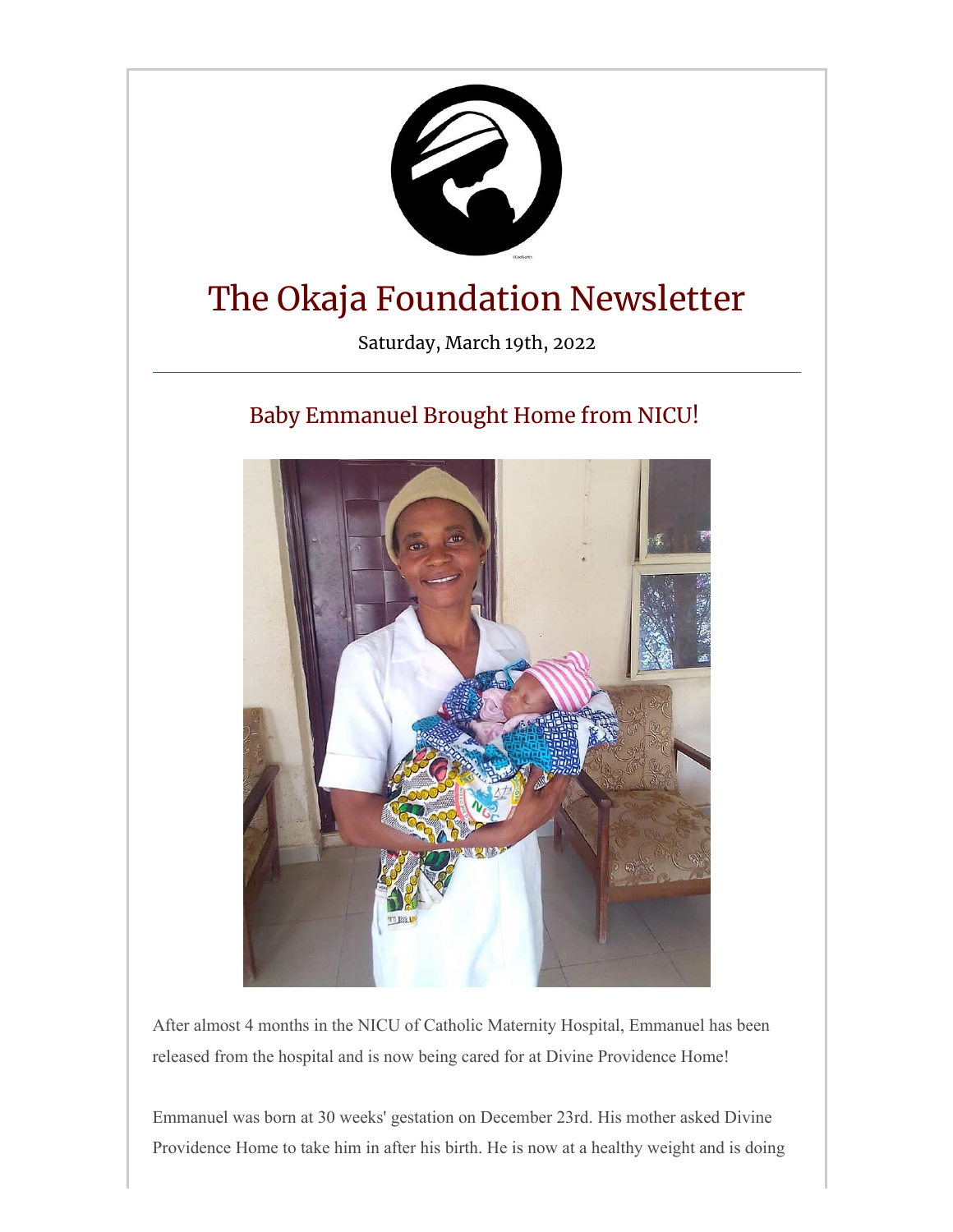# The Okaja Foundation Newsletter

Saturday, March 19th, 2022

---

## Baby Emmanuel Brought Home from NICU!

After almost 4 months in the NICU of Catholic Maternity Hospital, Emmanuel has been released from the hospital and is now being cared for at Divine Providence Home!

Emmanuel was born at 30 weeks' gestation on December 23rd. His mother asked Divine Providence Home to take him in after his birth. He is now at a healthy weight and is doing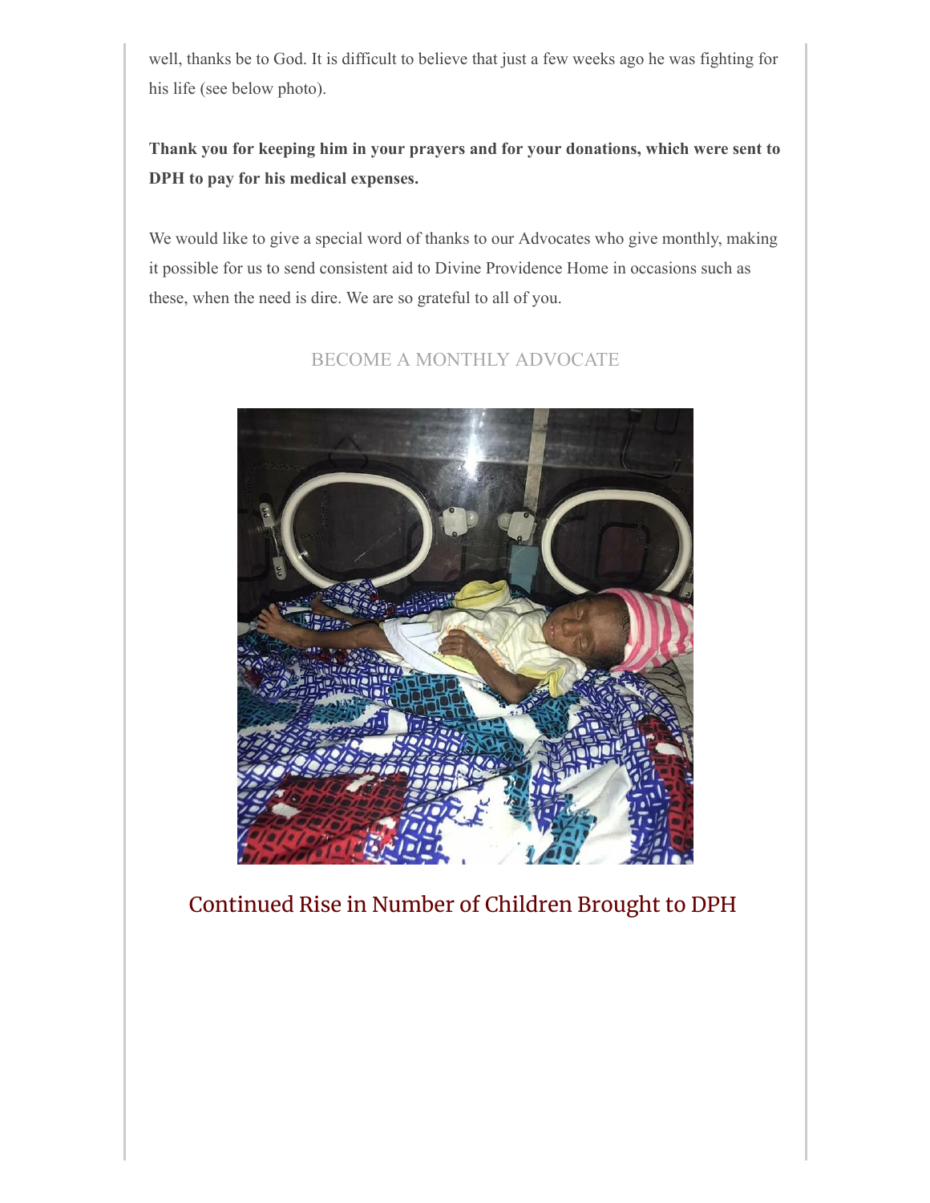well, thanks be to God. It is difficult to believe that just a few weeks ago he was fighting for his life (see below photo).

**Thank you for keeping him in your prayers and for your donations, which were sent to DPH to pay for his medical expenses.**

We would like to give a special word of thanks to our Advocates who give monthly, making it possible for us to send consistent aid to Divine Providence Home in occasions such as these, when the need is dire. We are so grateful to all of you.

BECOME A MONTHLY ADVOCATE

## Continued Rise in Number of Children Brought to DPH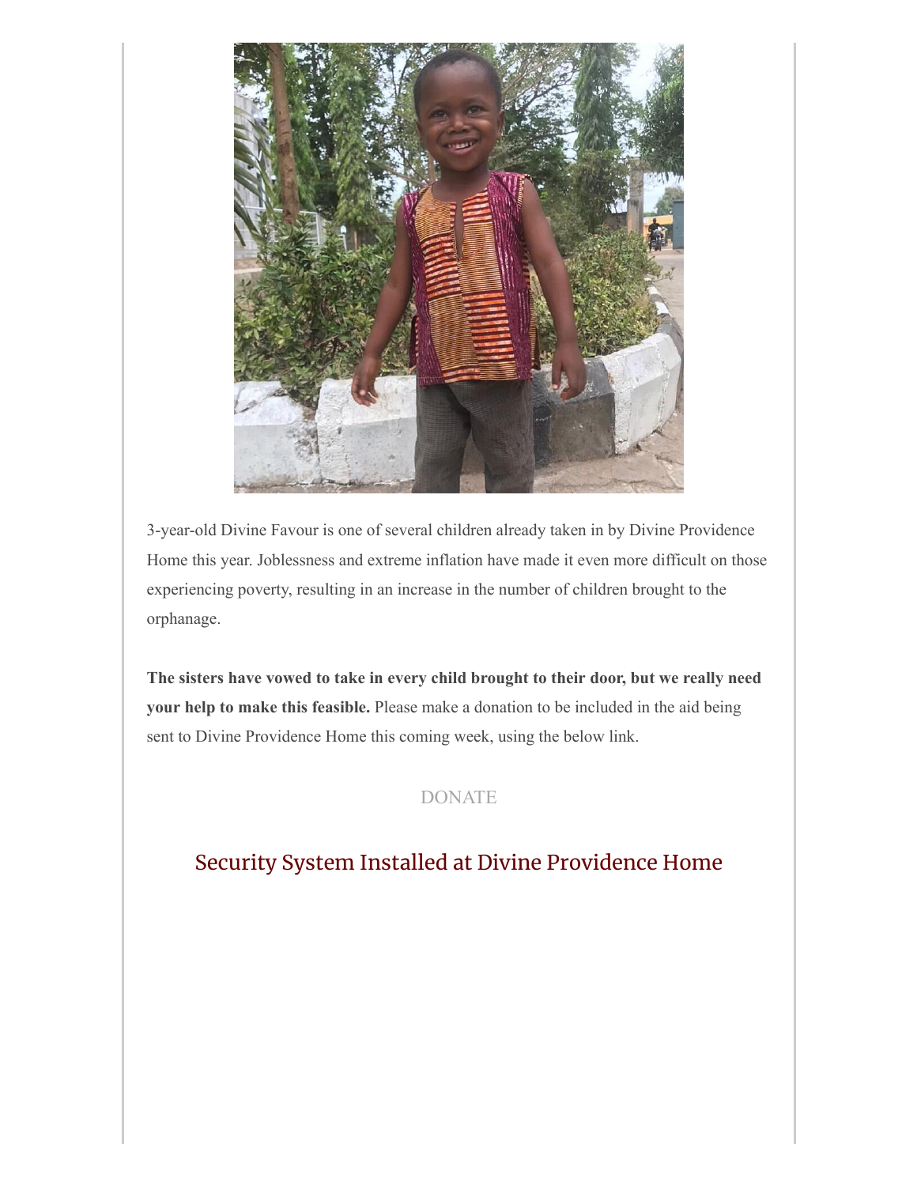3-year-old Divine Favour is one of several children already taken in by Divine Providence Home this year. Joblessness and extreme inflation have made it even more difficult on those experiencing poverty, resulting in an increase in the number of children brought to the orphanage.

**The sisters have vowed to take in every child brought to their door, but we really need your help to make this feasible.** Please make a donation to be included in the aid being sent to Divine Providence Home this coming week, using the below link.

DONATE

## Security System Installed at Divine Providence Home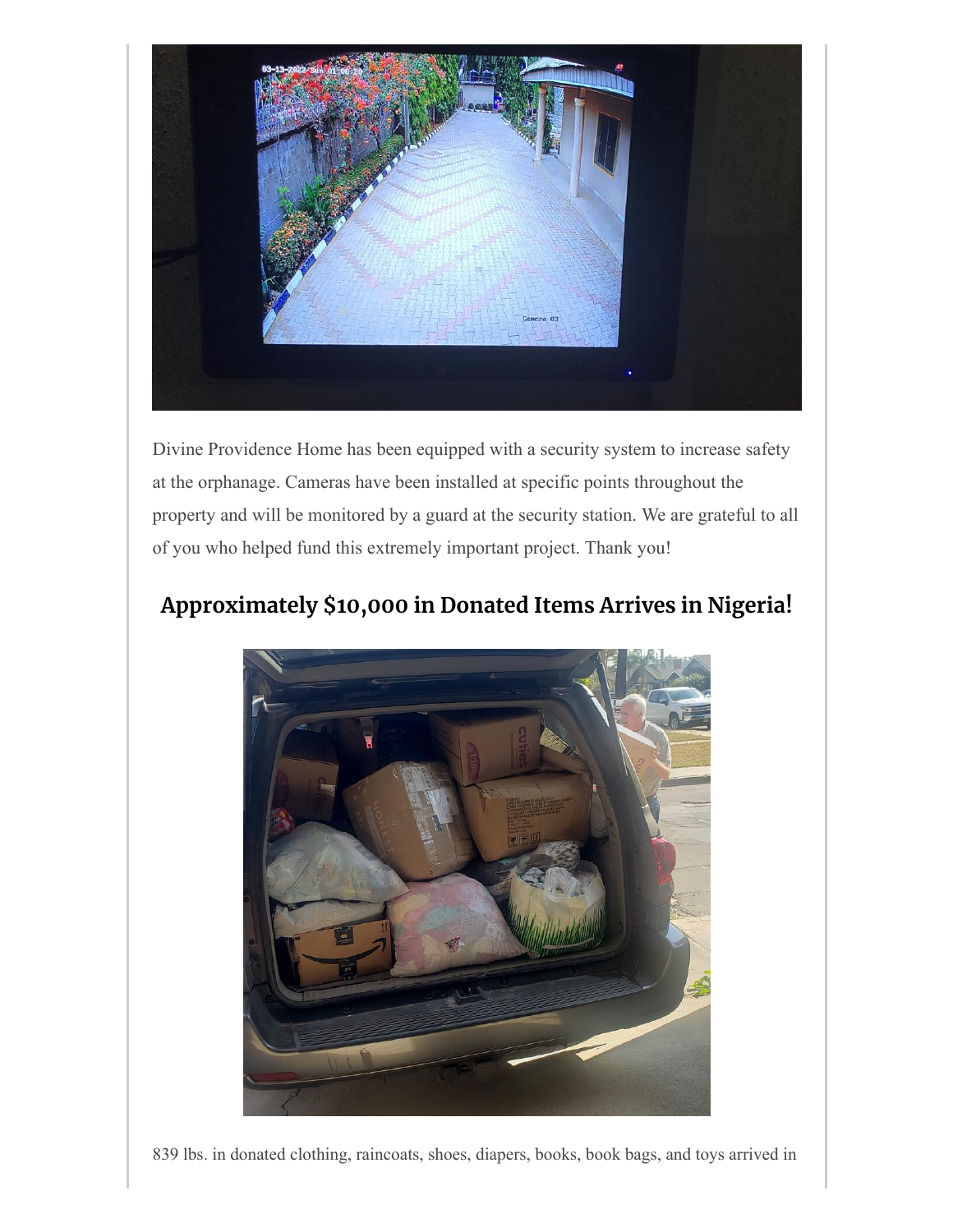Divine Providence Home has been equipped with a security system to increase safety at the orphanage. Cameras have been installed at specific points throughout the property and will be monitored by a guard at the security station. We are grateful to all of you who helped fund this extremely important project. Thank you!

## Approximately $10,000 in Donated Items Arrives in Nigeria!

839 lbs. in donated clothing, raincoats, shoes, diapers, books, book bags, and toys arrived in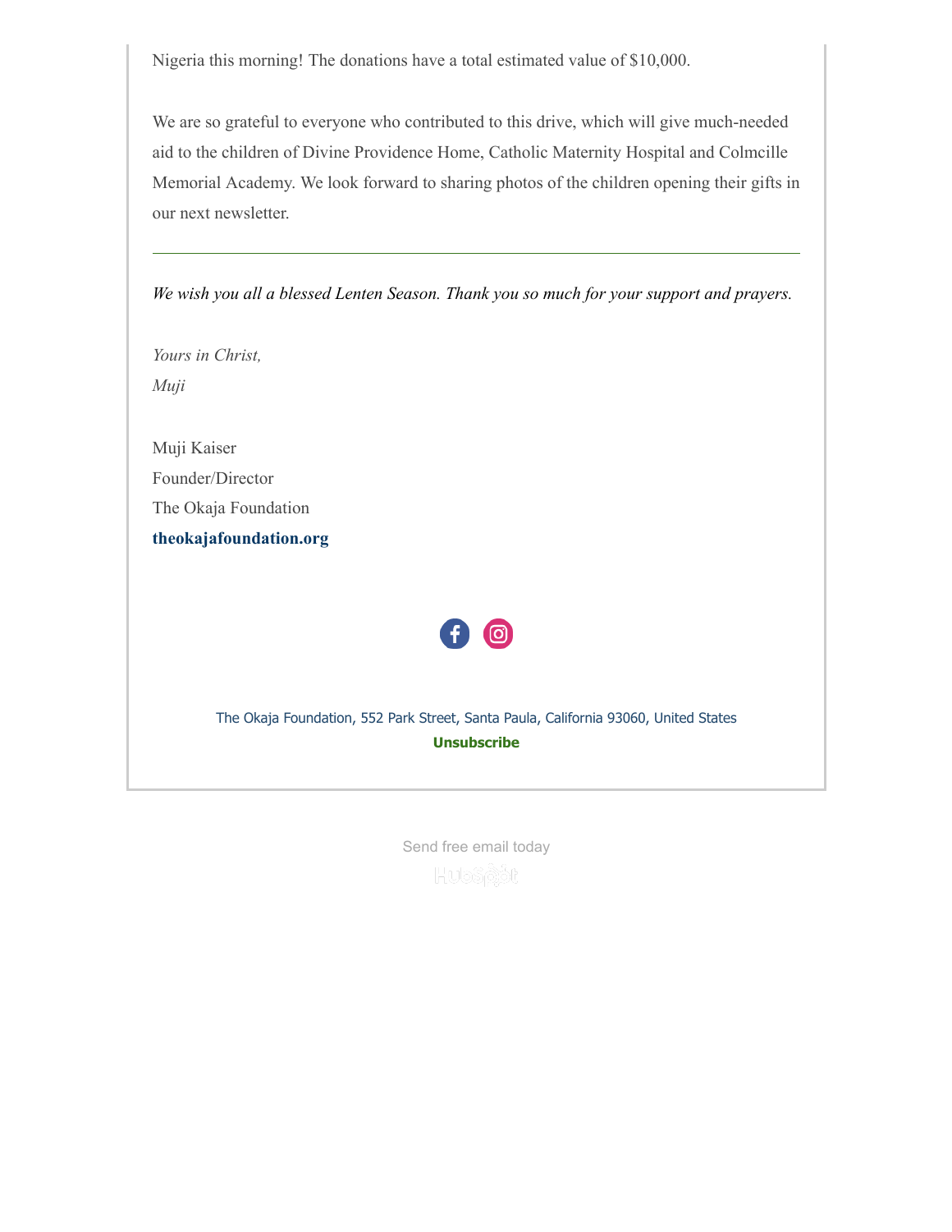Nigeria this morning! The donations have a total estimated value of $10,000.

We are so grateful to everyone who contributed to this drive, which will give much-needed aid to the children of Divine Providence Home, Catholic Maternity Hospital and Colmcille Memorial Academy. We look forward to sharing photos of the children opening their gifts in our next newsletter.

---

*We wish you all a blessed Lenten Season. Thank you so much for your support and prayers.*

*Yours in Christ,*
*Muji*

Muji Kaiser
Founder/Director
The Okaja Foundation
**theokajafoundation.org**

The Okaja Foundation, 552 Park Street, Santa Paula, California 93060, United States
**Unsubscribe**

Send free email today